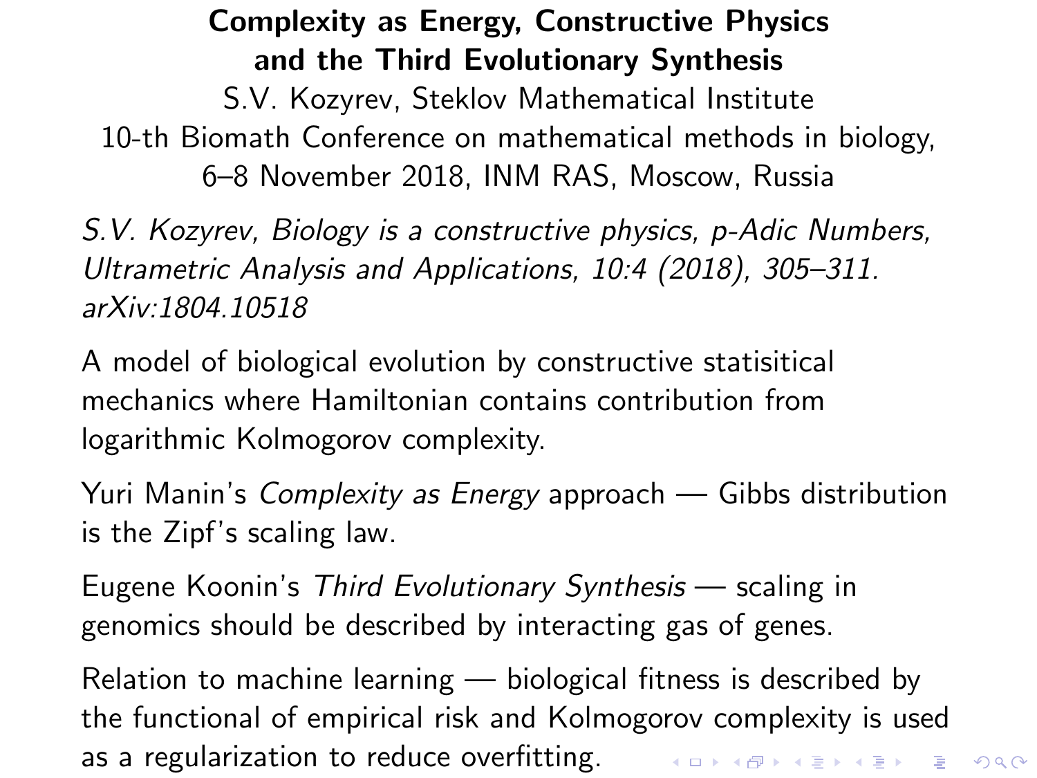# Complexity as Energy, Constructive Physics and the Third Evolutionary Synthesis

S.V. Kozyrev, Steklov Mathematical Institute

10-th Biomath Conference on mathematical methods in biology, 6–8 November 2018, INM RAS, Moscow, Russia

*S.V. Kozyrev, Biology is a constructive physics, p-Adic Numbers, Ultrametric Analysis and Applications, 10:4 (2018), 305–311. arXiv:1804.10518*

A model of biological evolution by constructive statisitical mechanics where Hamiltonian contains contribution from logarithmic Kolmogorov complexity.

Yuri Manin's *Complexity as Energy* approach — Gibbs distribution is the Zipf's scaling law.

Eugene Koonin's *Third Evolutionary Synthesis* — scaling in genomics should be described by interacting gas of genes.

Relation to machine learning — biological fitness is described by the functional of empirical risk and Kolmogorov complexity is used as a regularization to reduce overfitting.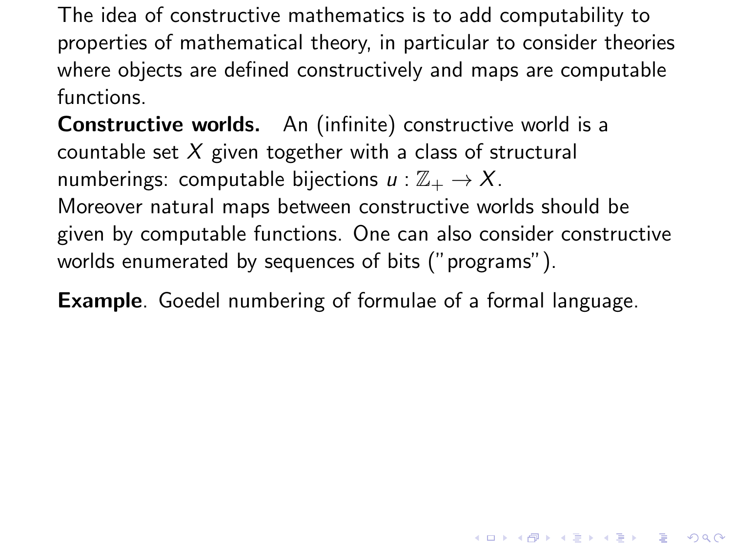The idea of constructive mathematics is to add computability to properties of mathematical theory, in particular to consider theories where objects are defined constructively and maps are computable functions.

**Constructive worlds.** An (infinite) constructive world is a countable set $X$ given together with a class of structural numberings: computable bijections $u : \mathbb{Z}_+ \to X$.

Moreover natural maps between constructive worlds should be given by computable functions. One can also consider constructive worlds enumerated by sequences of bits ("programs").

**Example**. Goedel numbering of formulae of a formal language.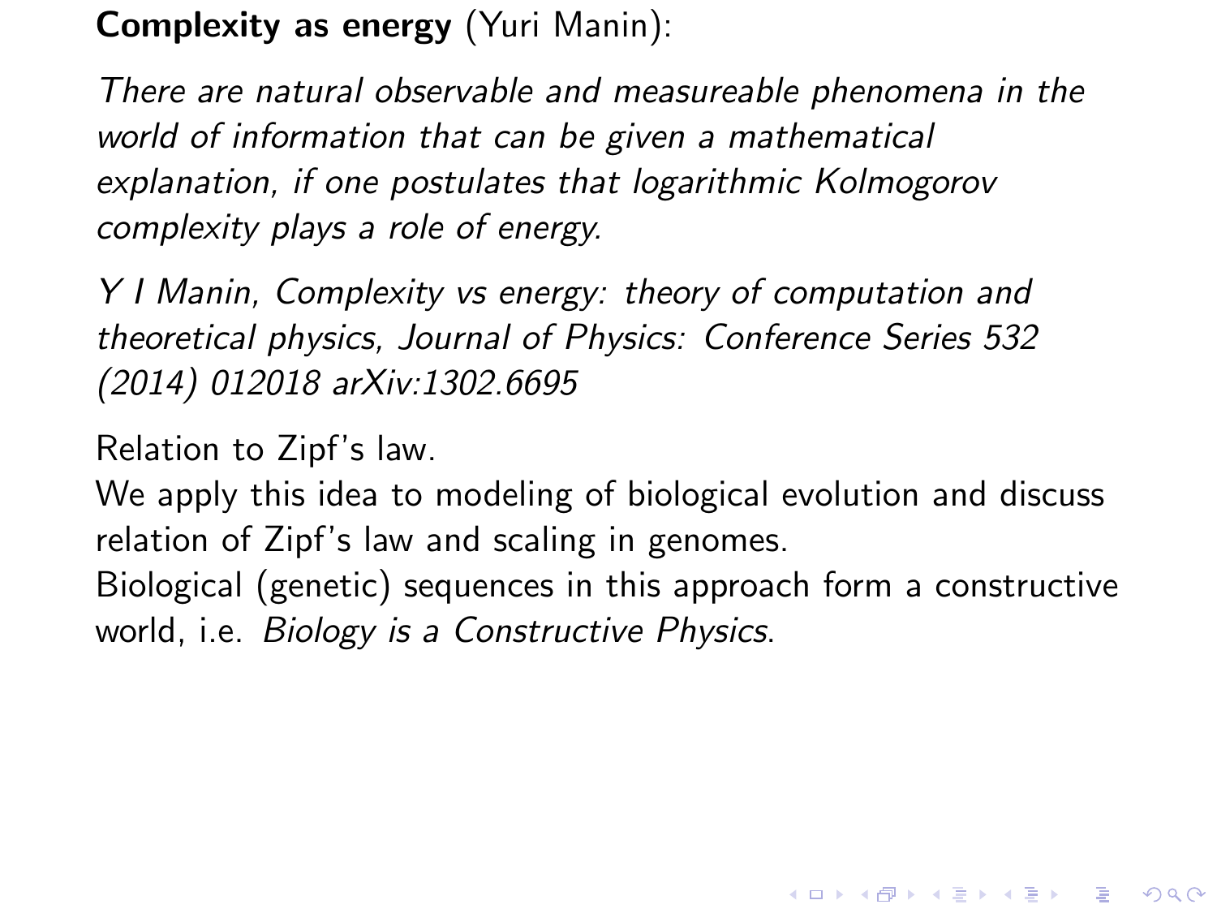**Complexity as energy** (Yuri Manin):

*There are natural observable and measureable phenomena in the world of information that can be given a mathematical explanation, if one postulates that logarithmic Kolmogorov complexity plays a role of energy.*

*Y I Manin, Complexity vs energy: theory of computation and theoretical physics, Journal of Physics: Conference Series 532 (2014) 012018 arXiv:1302.6695*

Relation to Zipf's law.
We apply this idea to modeling of biological evolution and discuss relation of Zipf's law and scaling in genomes.
Biological (genetic) sequences in this approach form a constructive world, i.e. *Biology is a Constructive Physics*.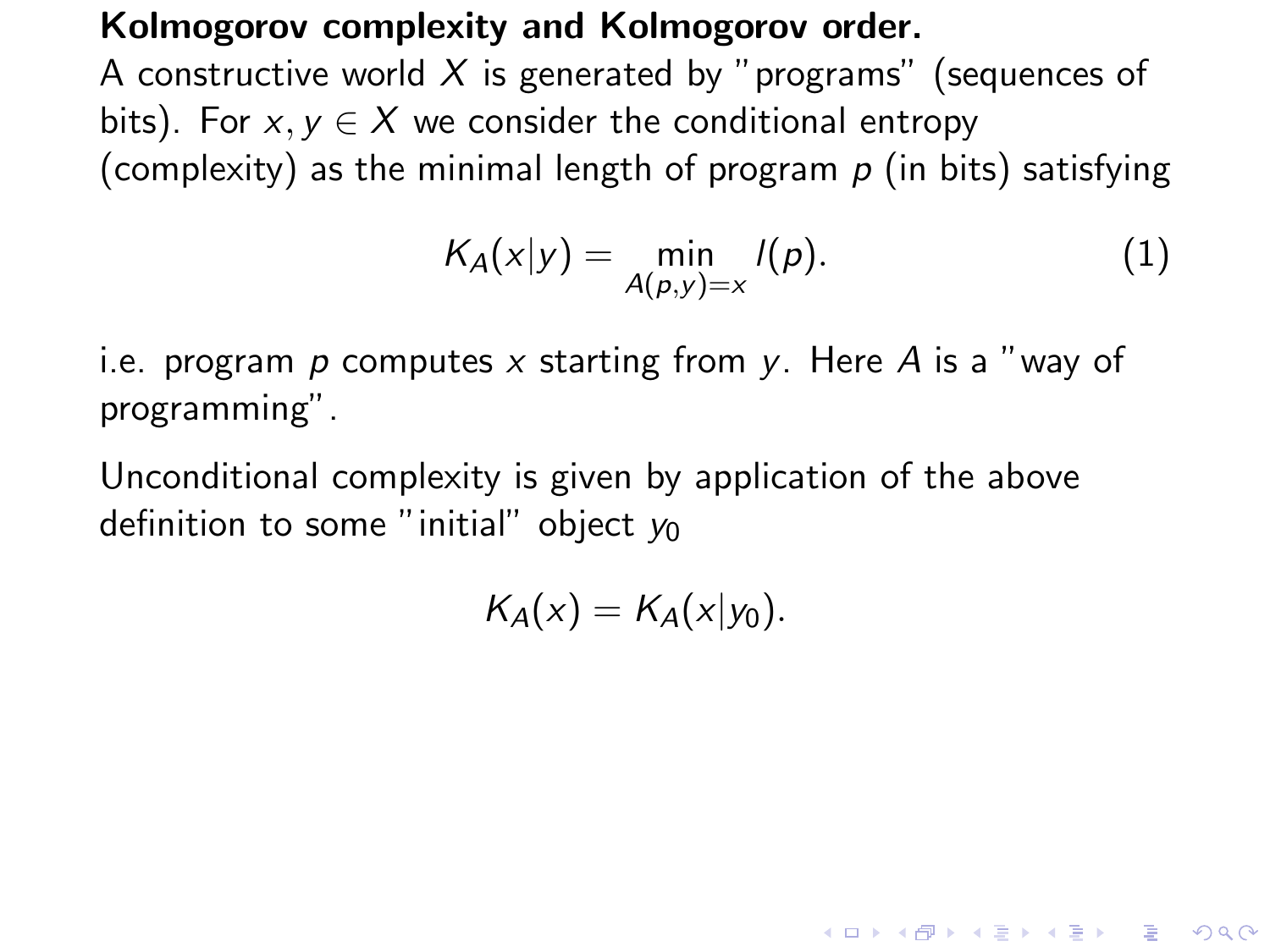**Kolmogorov complexity and Kolmogorov order.**

A constructive world $X$ is generated by "programs" (sequences of bits). For $x, y \in X$ we consider the conditional entropy (complexity) as the minimal length of program $p$ (in bits) satisfying

$$K_A(x|y) = \min_{A(p,y)=x} l(p). \tag{1}$$

i.e. program $p$ computes $x$ starting from $y$. Here $A$ is a "way of programming".

Unconditional complexity is given by application of the above definition to some "initial" object $y_0$

$$K_A(x) = K_A(x|y_0).$$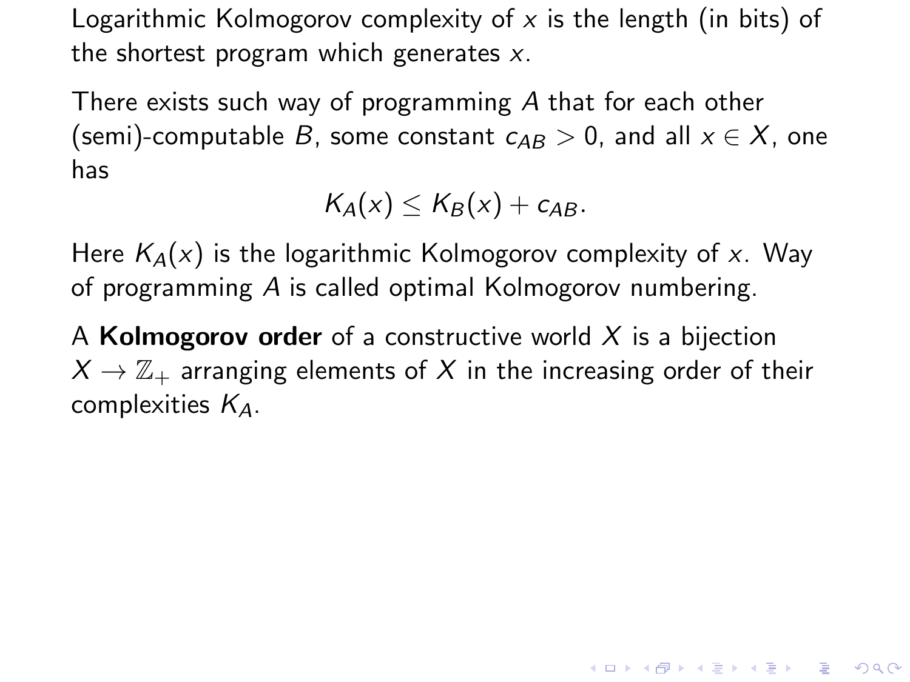Logarithmic Kolmogorov complexity of $x$ is the length (in bits) of the shortest program which generates $x$.

There exists such way of programming $A$ that for each other (semi)-computable $B$, some constant $c_{AB} > 0$, and all $x \in X$, one has

$$K_A(x) \leq K_B(x) + c_{AB}.$$

Here $K_A(x)$ is the logarithmic Kolmogorov complexity of $x$. Way of programming $A$ is called optimal Kolmogorov numbering.

A **Kolmogorov order** of a constructive world $X$ is a bijection $X \to \mathbb{Z}_+$ arranging elements of $X$ in the increasing order of their complexities $K_A$.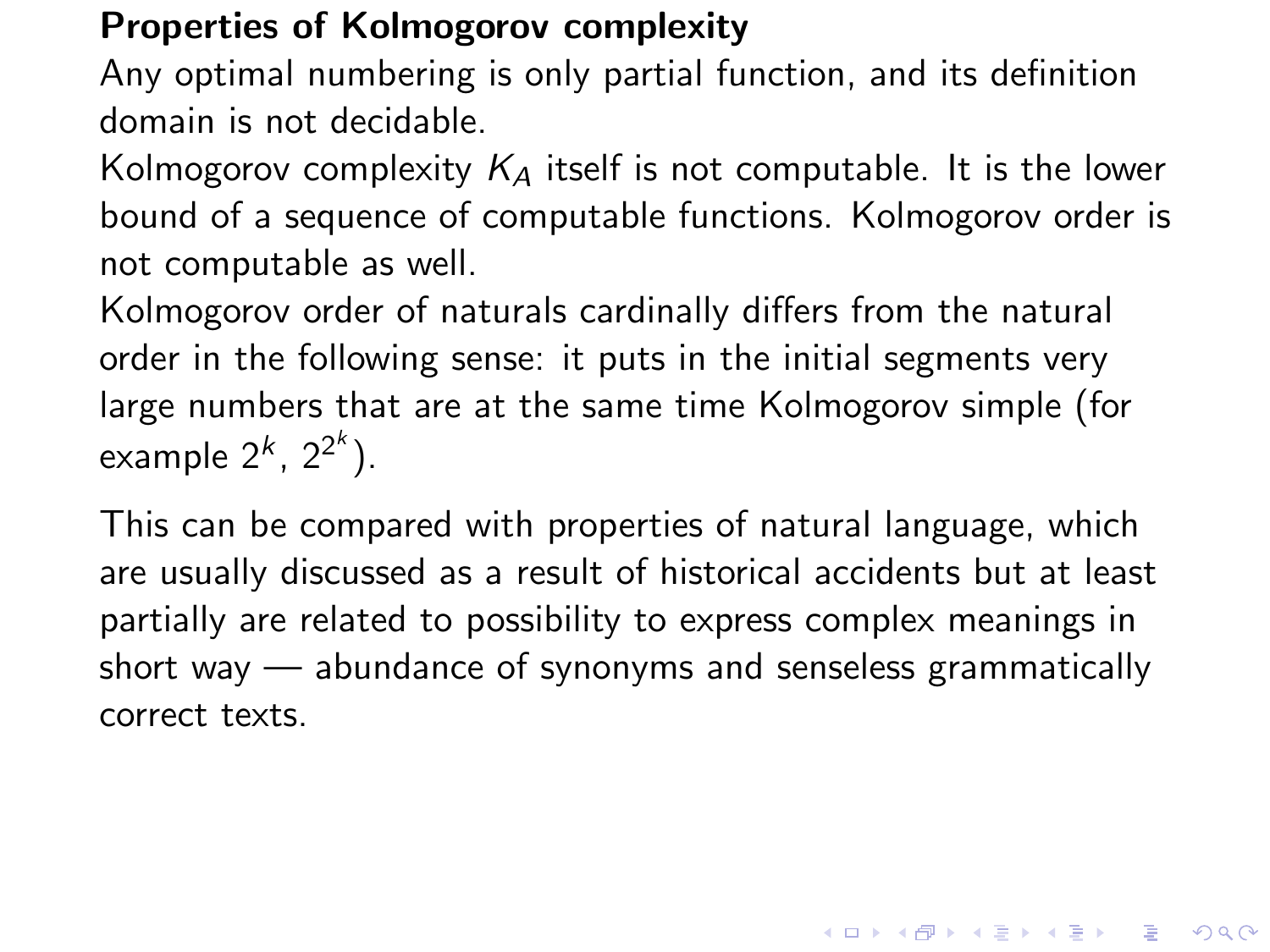## Properties of Kolmogorov complexity

Any optimal numbering is only partial function, and its definition domain is not decidable.

Kolmogorov complexity $K_A$ itself is not computable. It is the lower bound of a sequence of computable functions. Kolmogorov order is not computable as well.

Kolmogorov order of naturals cardinally differs from the natural order in the following sense: it puts in the initial segments very large numbers that are at the same time Kolmogorov simple (for example $2^k$, $2^{2^k}$).

This can be compared with properties of natural language, which are usually discussed as a result of historical accidents but at least partially are related to possibility to express complex meanings in short way — abundance of synonyms and senseless grammatically correct texts.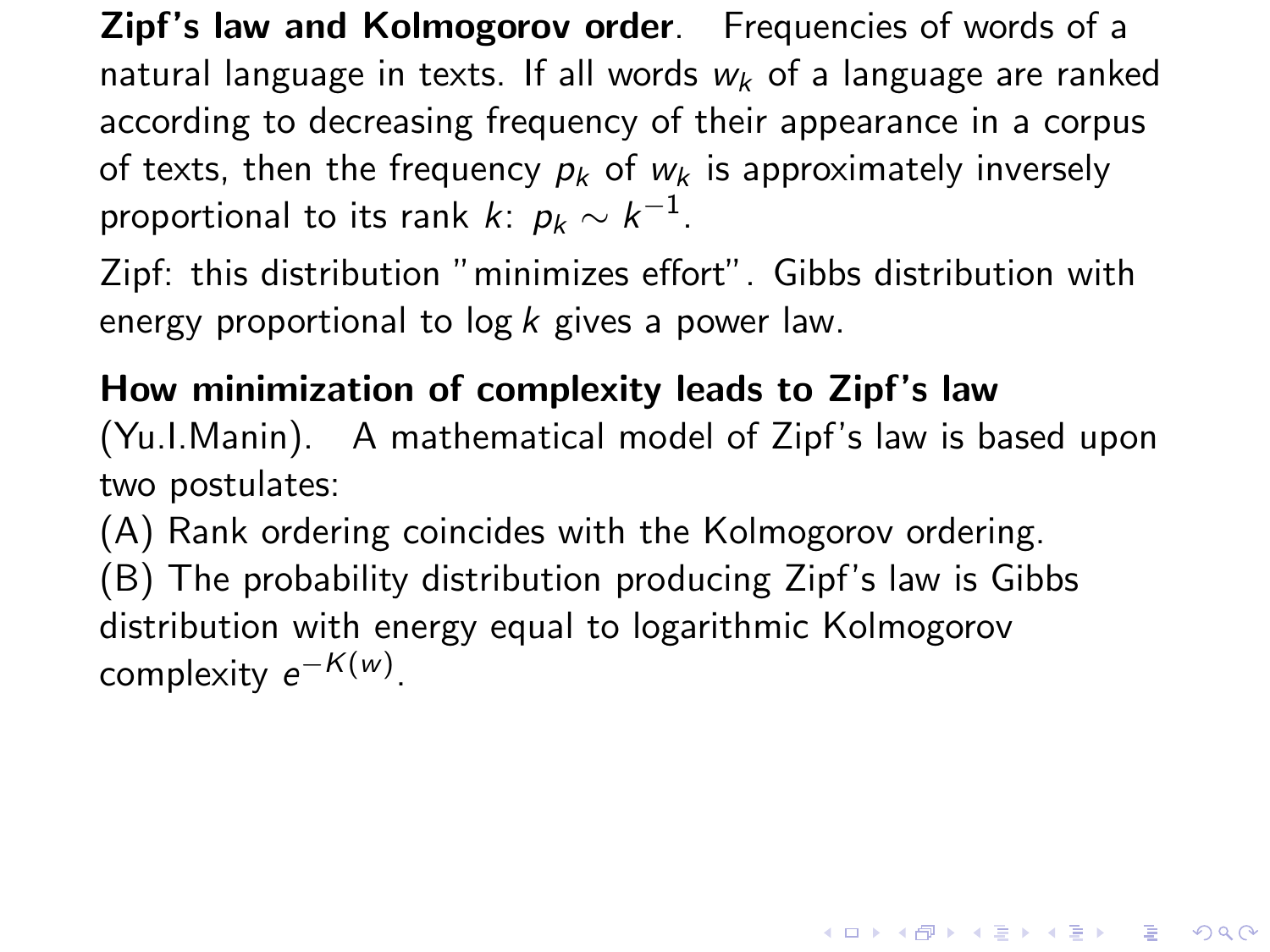**Zipf's law and Kolmogorov order**. Frequencies of words of a natural language in texts. If all words $w_k$ of a language are ranked according to decreasing frequency of their appearance in a corpus of texts, then the frequency $p_k$ of $w_k$ is approximately inversely proportional to its rank $k$: $p_k \sim k^{-1}$.

Zipf: this distribution "minimizes effort". Gibbs distribution with energy proportional to $\log k$ gives a power law.

**How minimization of complexity leads to Zipf's law** (Yu.I.Manin). A mathematical model of Zipf's law is based upon two postulates:

(A) Rank ordering coincides with the Kolmogorov ordering.

(B) The probability distribution producing Zipf's law is Gibbs distribution with energy equal to logarithmic Kolmogorov complexity $e^{-K(w)}$.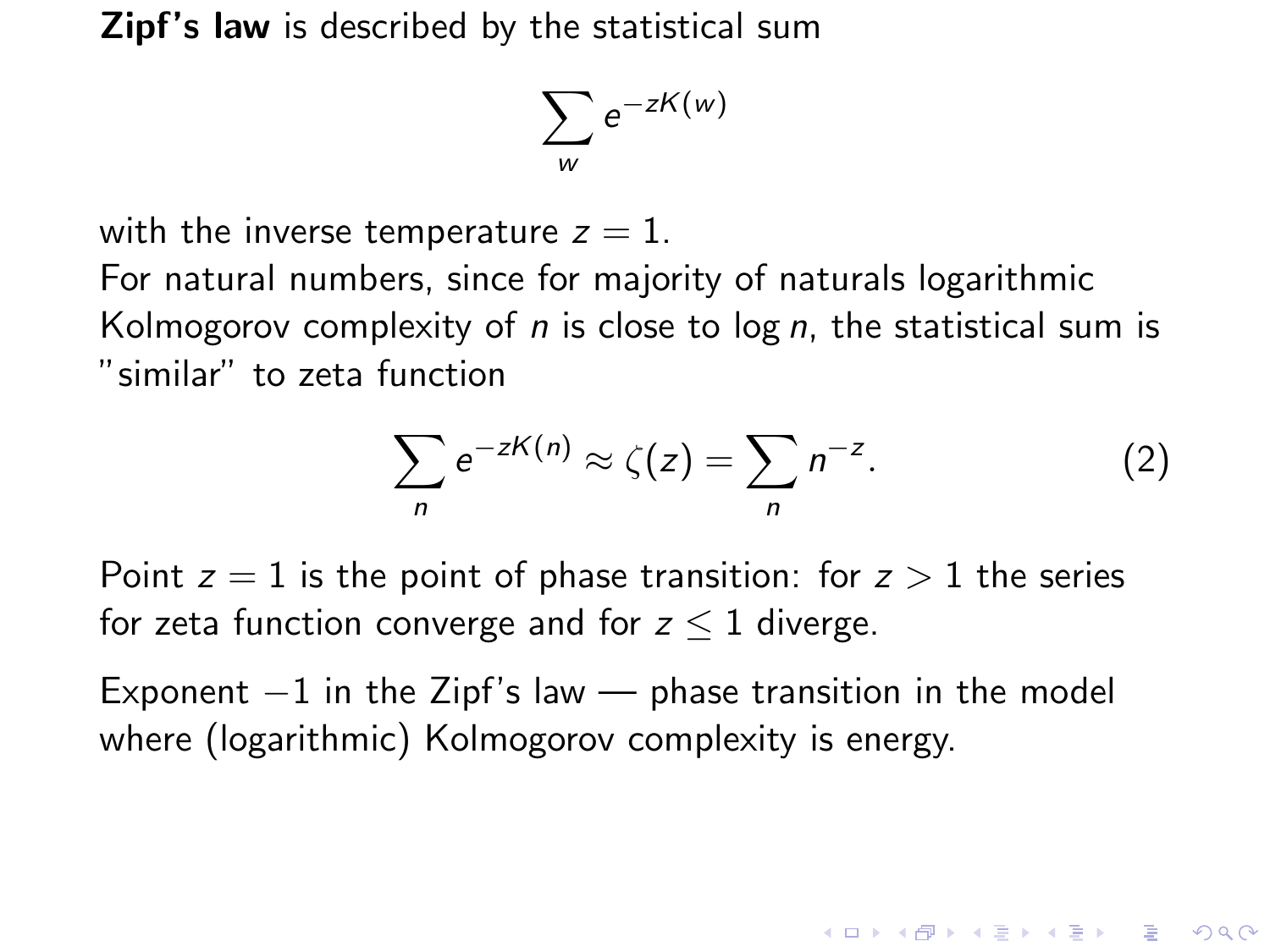**Zipf's law** is described by the statistical sum

$$\sum_w e^{-zK(w)}$$

with the inverse temperature $z = 1$.
For natural numbers, since for majority of naturals logarithmic Kolmogorov complexity of $n$ is close to $\log n$, the statistical sum is "similar" to zeta function

$$\sum_n e^{-zK(n)} \approx \zeta(z) = \sum_n n^{-z}. \tag{2}$$

Point $z = 1$ is the point of phase transition: for $z > 1$ the series for zeta function converge and for $z \leq 1$ diverge.

Exponent $-1$ in the Zipf's law — phase transition in the model where (logarithmic) Kolmogorov complexity is energy.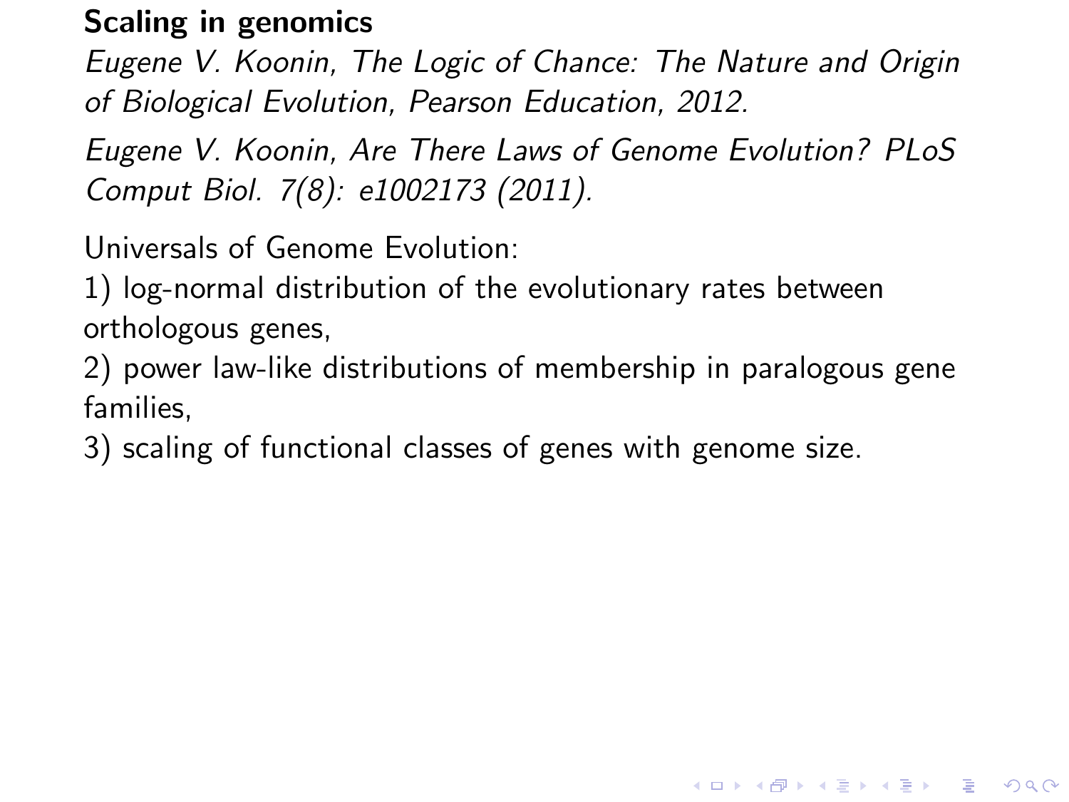## Scaling in genomics

*Eugene V. Koonin, The Logic of Chance: The Nature and Origin of Biological Evolution, Pearson Education, 2012.*

*Eugene V. Koonin, Are There Laws of Genome Evolution? PLoS Comput Biol. 7(8): e1002173 (2011).*

Universals of Genome Evolution:

1) log-normal distribution of the evolutionary rates between orthologous genes,
2) power law-like distributions of membership in paralogous gene families,
3) scaling of functional classes of genes with genome size.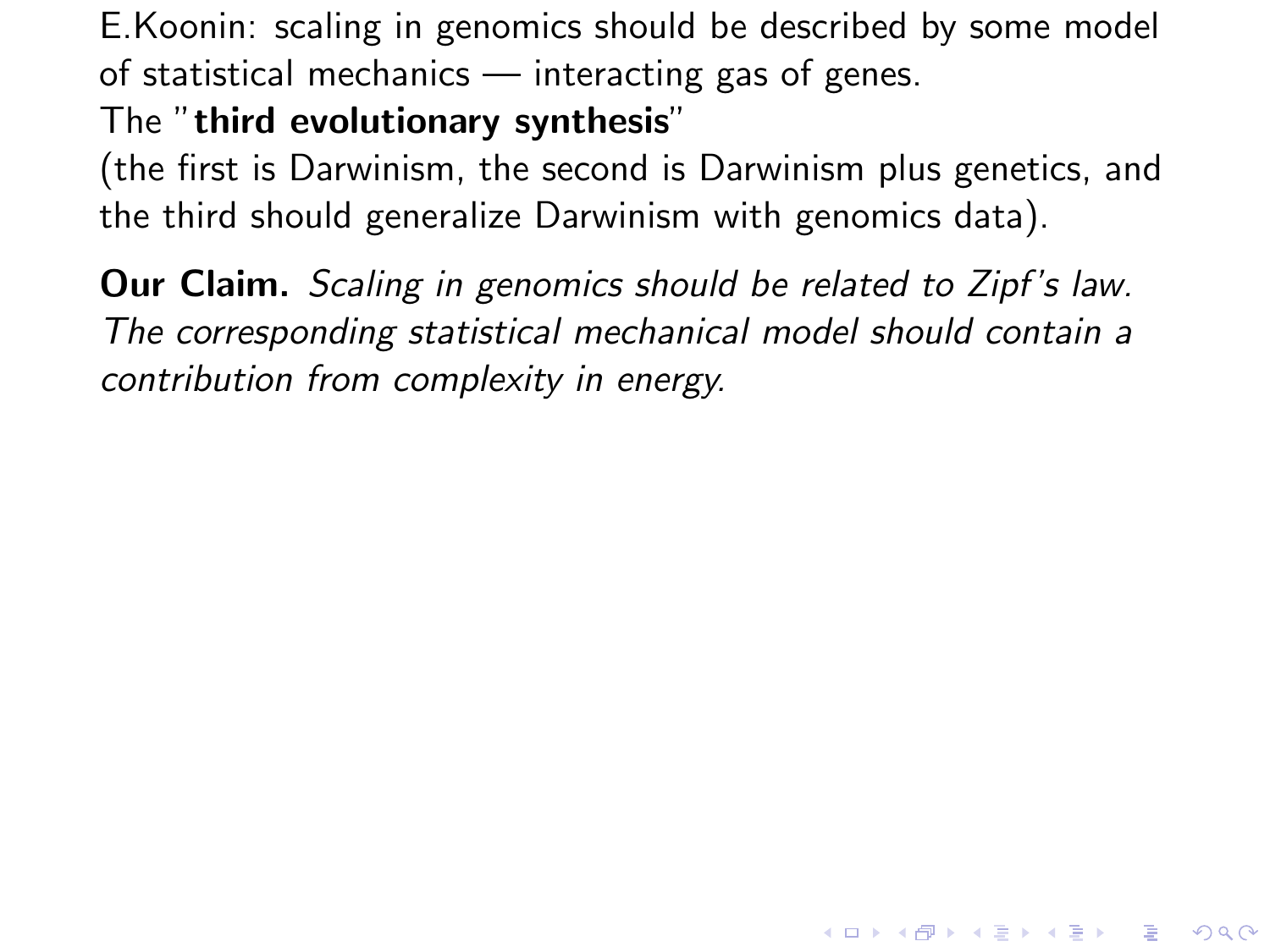E.Koonin: scaling in genomics should be described by some model of statistical mechanics — interacting gas of genes.

The "**third evolutionary synthesis**"

(the first is Darwinism, the second is Darwinism plus genetics, and the third should generalize Darwinism with genomics data).

**Our Claim.** *Scaling in genomics should be related to Zipf's law. The corresponding statistical mechanical model should contain a contribution from complexity in energy.*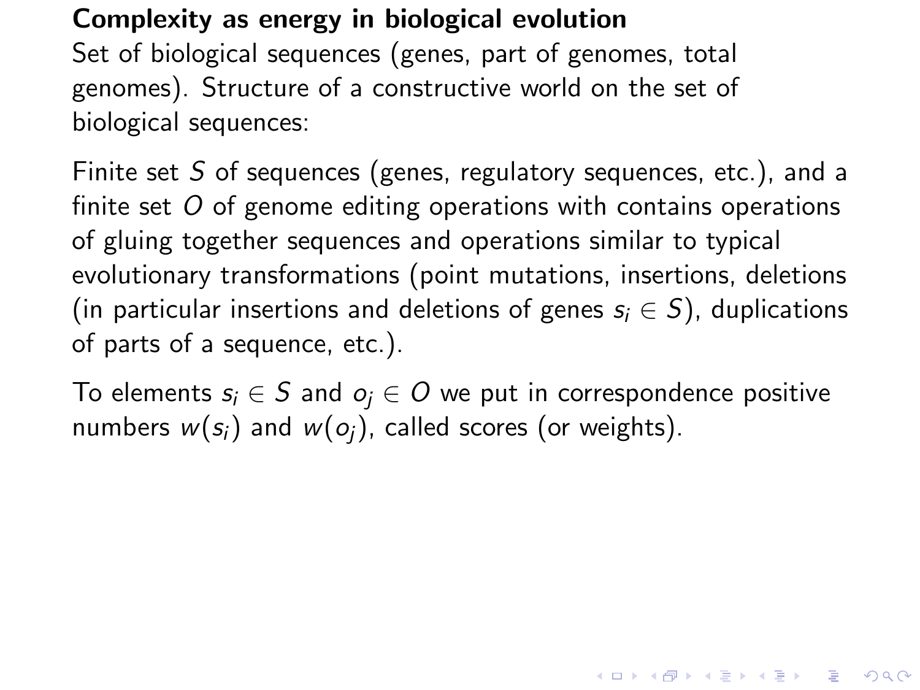**Complexity as energy in biological evolution**

Set of biological sequences (genes, part of genomes, total genomes). Structure of a constructive world on the set of biological sequences:

Finite set $S$ of sequences (genes, regulatory sequences, etc.), and a finite set $O$ of genome editing operations with contains operations of gluing together sequences and operations similar to typical evolutionary transformations (point mutations, insertions, deletions (in particular insertions and deletions of genes $s_i \in S$), duplications of parts of a sequence, etc.).

To elements $s_i \in S$ and $o_j \in O$ we put in correspondence positive numbers $w(s_i)$ and $w(o_j)$, called scores (or weights).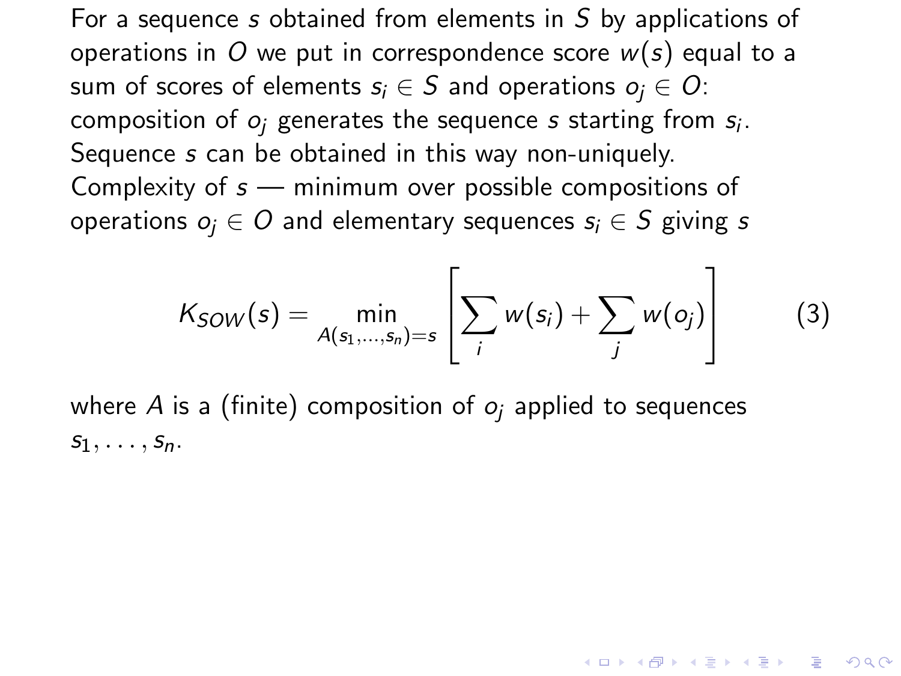For a sequence $s$ obtained from elements in $S$ by applications of operations in $O$ we put in correspondence score $w(s)$ equal to a sum of scores of elements $s_i \in S$ and operations $o_j \in O$: composition of $o_j$ generates the sequence $s$ starting from $s_i$. Sequence $s$ can be obtained in this way non-uniquely. Complexity of $s$ — minimum over possible compositions of operations $o_j \in O$ and elementary sequences $s_i \in S$ giving $s$

$$K_{SOW}(s) = \min_{A(s_1,\ldots,s_n)=s} \left[ \sum_i w(s_i) + \sum_j w(o_j) \right] \tag{3}$$

where $A$ is a (finite) composition of $o_j$ applied to sequences $s_1, \ldots, s_n$.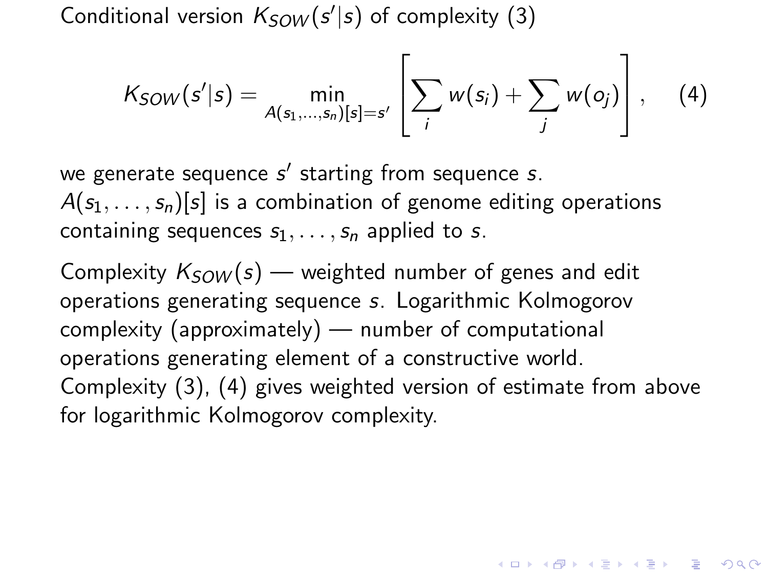Conditional version $K_{SOW}(s'|s)$ of complexity (3)

$$K_{SOW}(s'|s) = \min_{A(s_1,\ldots,s_n)[s]=s'} \left[ \sum_i w(s_i) + \sum_j w(o_j) \right], \quad (4)$$

we generate sequence $s'$ starting from sequence $s$.
$A(s_1, \ldots, s_n)[s]$ is a combination of genome editing operations containing sequences $s_1, \ldots, s_n$ applied to $s$.

Complexity $K_{SOW}(s)$ — weighted number of genes and edit operations generating sequence $s$. Logarithmic Kolmogorov complexity (approximately) — number of computational operations generating element of a constructive world. Complexity (3), (4) gives weighted version of estimate from above for logarithmic Kolmogorov complexity.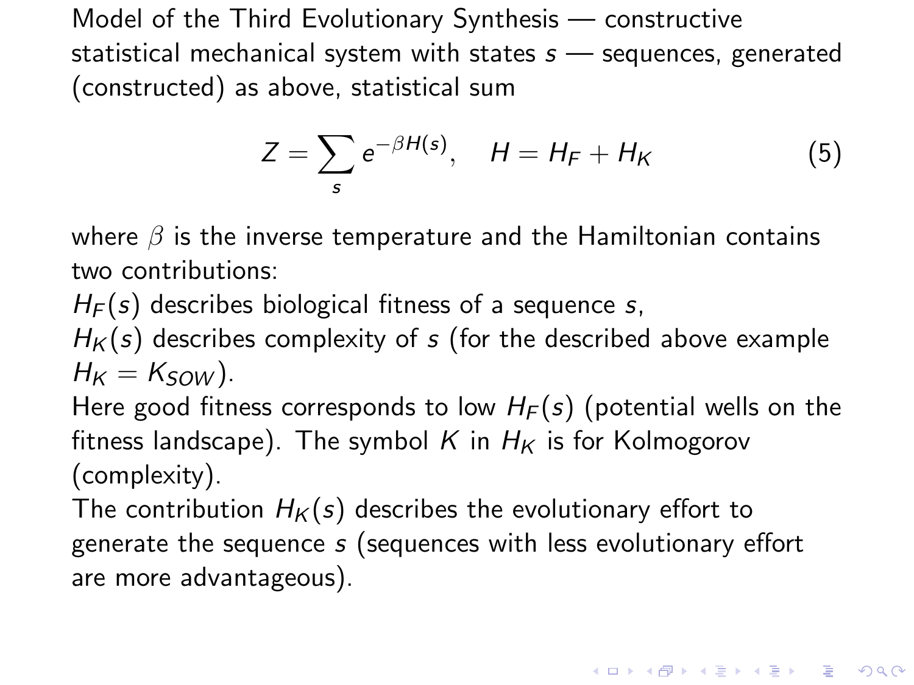Model of the Third Evolutionary Synthesis — constructive statistical mechanical system with states $s$ — sequences, generated (constructed) as above, statistical sum

$$Z = \sum_{s} e^{-\beta H(s)}, \quad H = H_F + H_K \tag{5}$$

where $\beta$ is the inverse temperature and the Hamiltonian contains two contributions:

$H_F(s)$ describes biological fitness of a sequence $s$,

$H_K(s)$ describes complexity of $s$ (for the described above example $H_K = K_{SOW}$).

Here good fitness corresponds to low $H_F(s)$ (potential wells on the fitness landscape). The symbol $K$ in $H_K$ is for Kolmogorov (complexity).

The contribution $H_K(s)$ describes the evolutionary effort to generate the sequence $s$ (sequences with less evolutionary effort are more advantageous).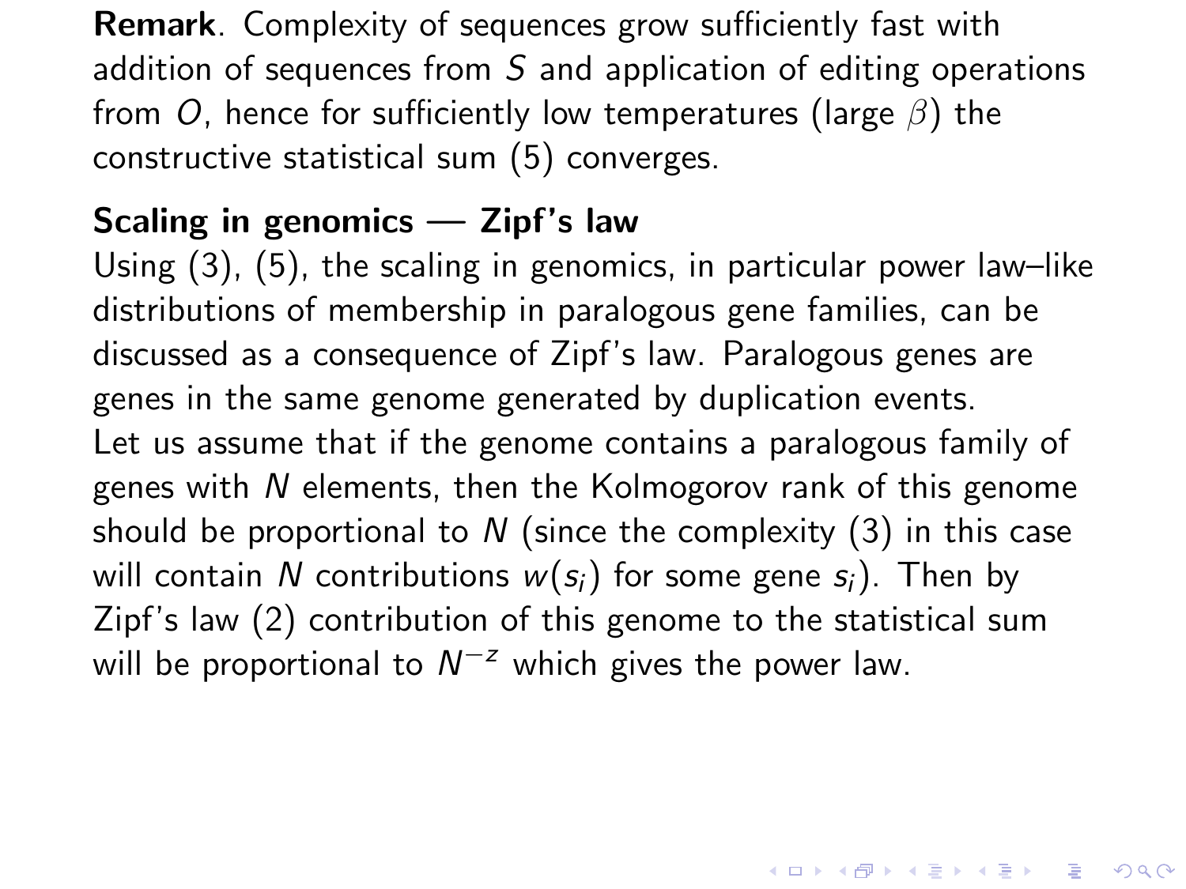**Remark**. Complexity of sequences grow sufficiently fast with addition of sequences from $S$ and application of editing operations from $O$, hence for sufficiently low temperatures (large $\beta$) the constructive statistical sum (5) converges.

**Scaling in genomics — Zipf's law**

Using (3), (5), the scaling in genomics, in particular power law–like distributions of membership in paralogous gene families, can be discussed as a consequence of Zipf's law. Paralogous genes are genes in the same genome generated by duplication events.

Let us assume that if the genome contains a paralogous family of genes with $N$ elements, then the Kolmogorov rank of this genome should be proportional to $N$ (since the complexity (3) in this case will contain $N$ contributions $w(s_i)$ for some gene $s_i$). Then by Zipf's law (2) contribution of this genome to the statistical sum will be proportional to $N^{-z}$ which gives the power law.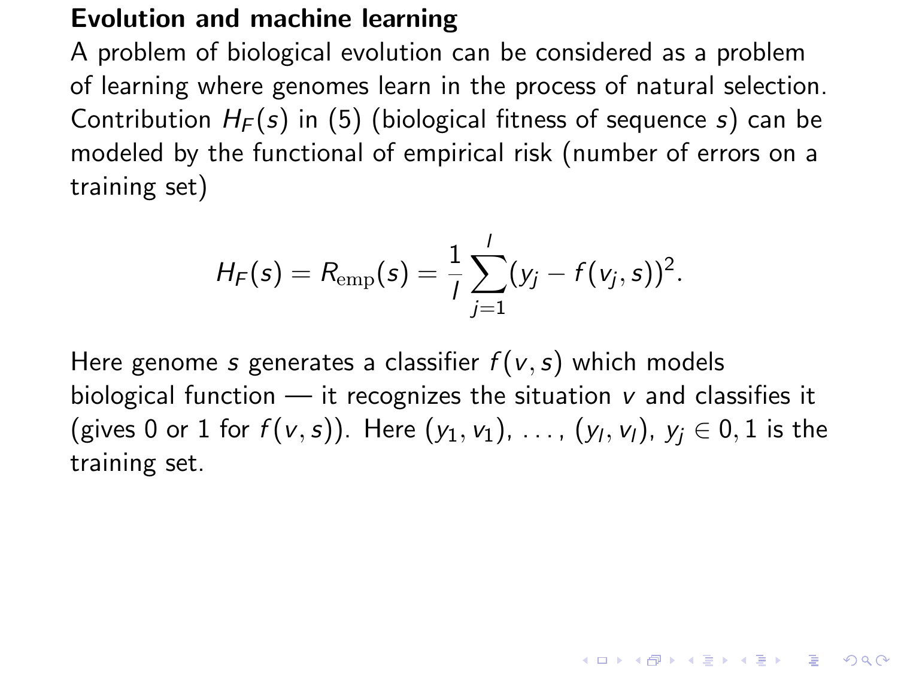## Evolution and machine learning

A problem of biological evolution can be considered as a problem of learning where genomes learn in the process of natural selection. Contribution $H_F(s)$ in (5) (biological fitness of sequence $s$) can be modeled by the functional of empirical risk (number of errors on a training set)

$$H_F(s) = R_{\mathrm{emp}}(s) = \frac{1}{l}\sum_{j=1}^{l}(y_j - f(v_j, s))^2.$$

Here genome $s$ generates a classifier $f(v, s)$ which models biological function — it recognizes the situation $v$ and classifies it (gives 0 or 1 for $f(v, s)$). Here $(y_1, v_1)$, $\ldots$, $(y_l, v_l)$, $y_j \in 0, 1$ is the training set.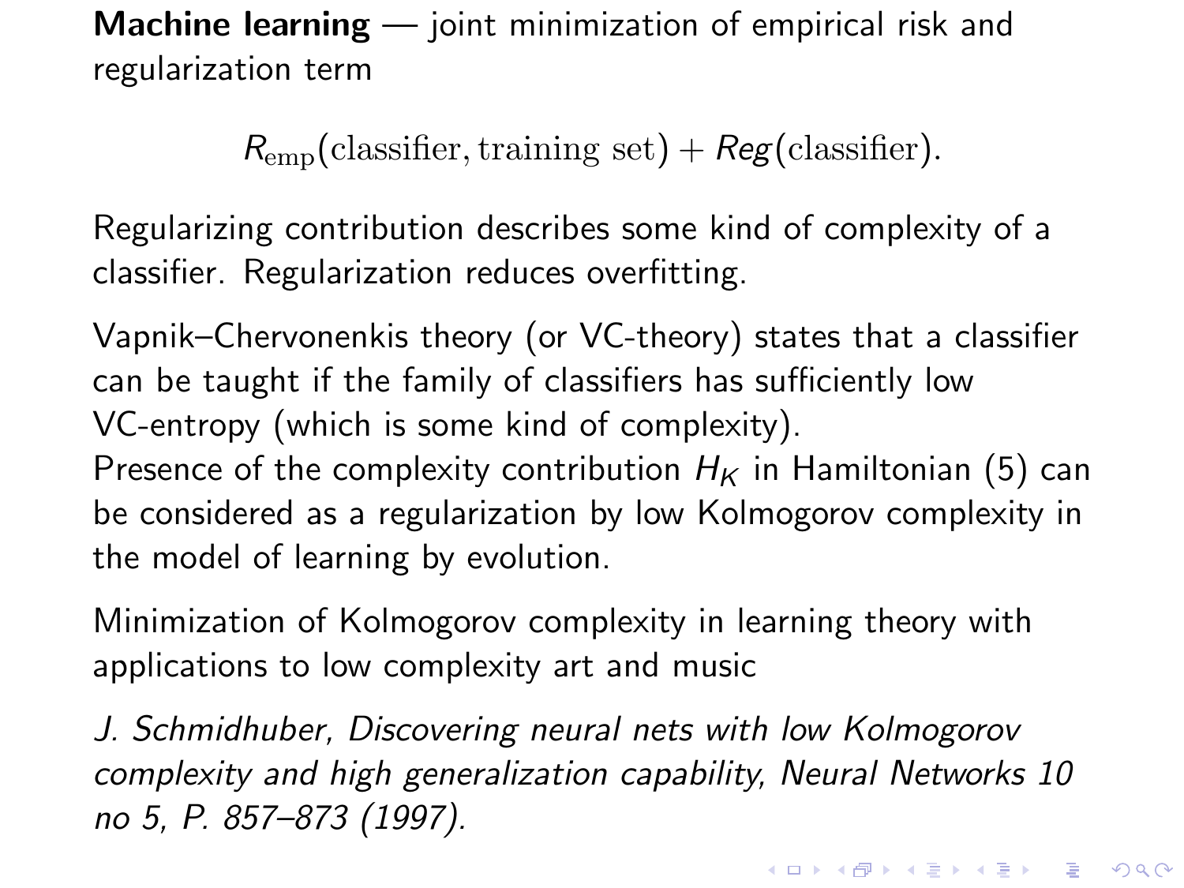**Machine learning** — joint minimization of empirical risk and regularization term

$$R_{\text{emp}}(\text{classifier}, \text{training set}) + \mathit{Reg}(\text{classifier}).$$

Regularizing contribution describes some kind of complexity of a classifier. Regularization reduces overfitting.

Vapnik–Chervonenkis theory (or VC-theory) states that a classifier can be taught if the family of classifiers has sufficiently low VC-entropy (which is some kind of complexity).
Presence of the complexity contribution $H_K$ in Hamiltonian (5) can be considered as a regularization by low Kolmogorov complexity in the model of learning by evolution.

Minimization of Kolmogorov complexity in learning theory with applications to low complexity art and music

*J. Schmidhuber, Discovering neural nets with low Kolmogorov complexity and high generalization capability, Neural Networks 10 no 5, P. 857–873 (1997).*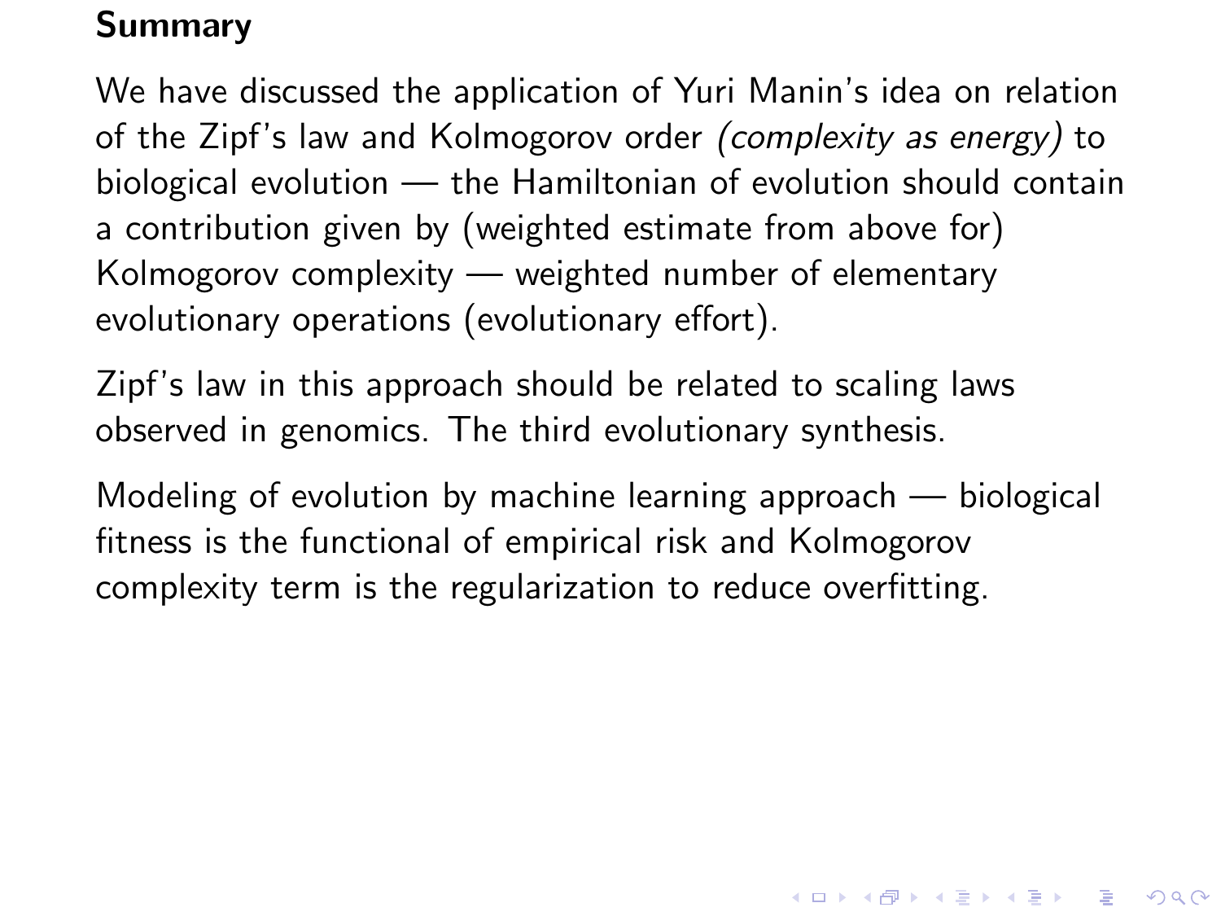## Summary

We have discussed the application of Yuri Manin's idea on relation of the Zipf's law and Kolmogorov order *(complexity as energy)* to biological evolution — the Hamiltonian of evolution should contain a contribution given by (weighted estimate from above for) Kolmogorov complexity — weighted number of elementary evolutionary operations (evolutionary effort).

Zipf's law in this approach should be related to scaling laws observed in genomics. The third evolutionary synthesis.

Modeling of evolution by machine learning approach — biological fitness is the functional of empirical risk and Kolmogorov complexity term is the regularization to reduce overfitting.